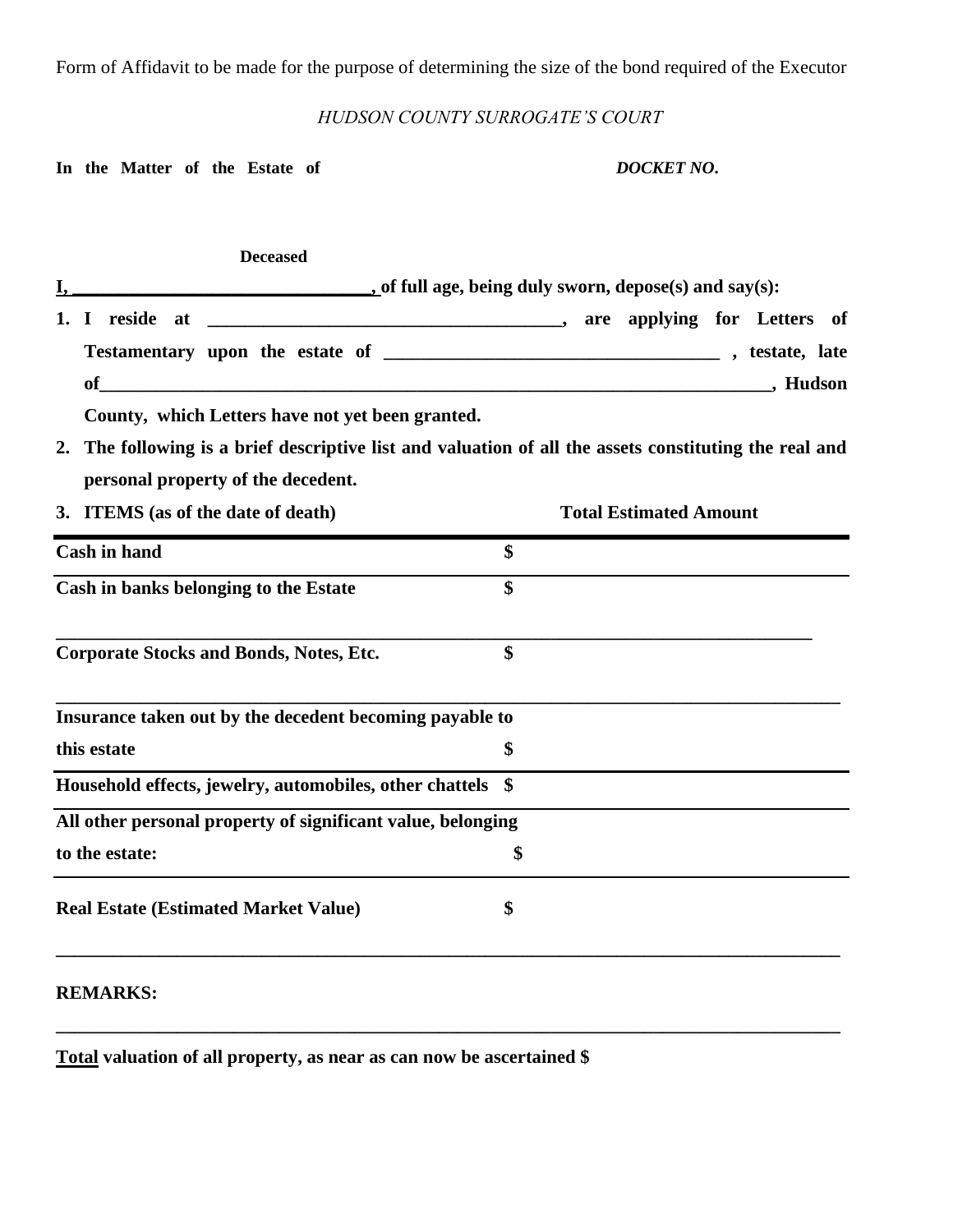Form of Affidavit to be made for the purpose of determining the size of the bond required of the Executor

*HUDSON COUNTY SURROGATE'S COURT*

**In the Matter of the Estate of** **_DOCKET NO._**

**Deceased**

**I, ________________________________, of full age, being duly sworn, depose(s) and say(s):**

1. **I reside at ______________________________________, are applying for Letters of Testamentary upon the estate of ___________________________________ , testate, late of______________________________________________________________________, Hudson County, which Letters have not yet been granted.**
2. **The following is a brief descriptive list and valuation of all the assets constituting the real and personal property of the decedent.**
3. **ITEMS (as of the date of death)** **Total Estimated Amount**

| Item | Total Estimated Amount |
|---|---|
| **Cash in hand** | **$** |
| **Cash in banks belonging to the Estate** | **$** |
| **Corporate Stocks and Bonds, Notes, Etc.** | **$** |
| **Insurance taken out by the decedent becoming payable to this estate** | **$** |
| **Household effects, jewelry, automobiles, other chattels** | **$** |
| **All other personal property of significant value, belonging to the estate:** | **$** |
| **Real Estate (Estimated Market Value)** | **$** |

**REMARKS:**

**<u>Total</u> valuation of all property, as near as can now be ascertained $**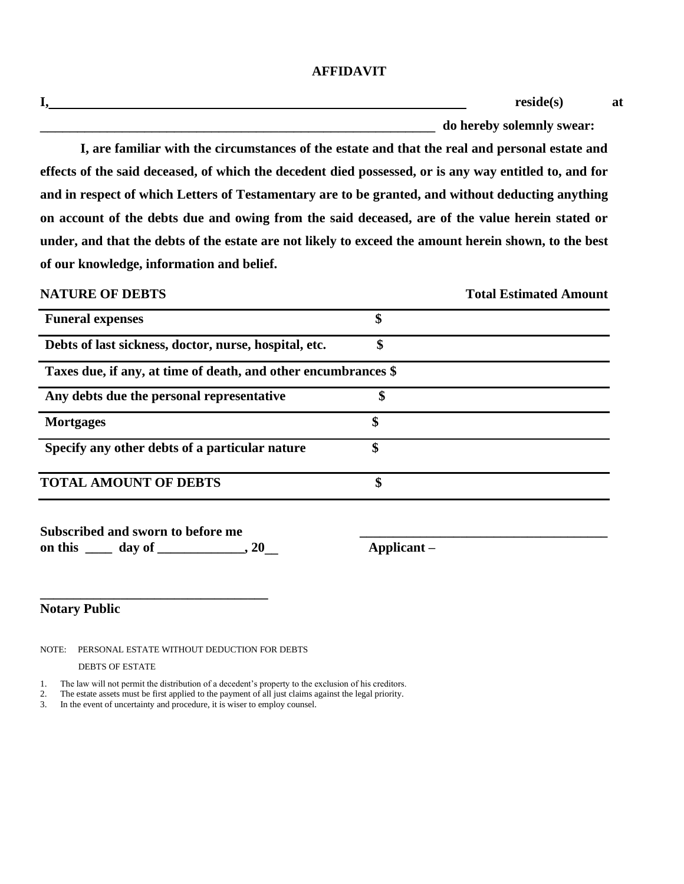# AFFIDAVIT

**I,\_\_\_\_\_\_\_\_\_\_\_\_\_\_\_\_\_\_\_\_\_\_\_\_\_\_\_\_\_\_\_\_\_\_\_\_\_\_\_\_\_\_\_\_\_\_\_\_\_\_\_\_\_\_\_\_\_\_\_\_\_\_\_\_ reside(s) at \_\_\_\_\_\_\_\_\_\_\_\_\_\_\_\_\_\_\_\_\_\_\_\_\_\_\_\_\_\_\_\_\_\_\_\_\_\_\_\_\_\_\_\_\_\_\_\_\_\_\_\_\_\_\_\_\_\_\_\_\_\_ do hereby solemnly swear:**

**I, are familiar with the circumstances of the estate and that the real and personal estate and effects of the said deceased, of which the decedent died possessed, or is any way entitled to, and for and in respect of which Letters of Testamentary are to be granted, and without deducting anything on account of the debts due and owing from the said deceased, are of the value herein stated or under, and that the debts of the estate are not likely to exceed the amount herein shown, to the best of our knowledge, information and belief.**

| NATURE OF DEBTS | Total Estimated Amount |
|---|---|
| Funeral expenses | $ |
| Debts of last sickness, doctor, nurse, hospital, etc. | $ |
| Taxes due, if any, at time of death, and other encumbrances | $ |
| Any debts due the personal representative | $ |
| Mortgages | $ |
| Specify any other debts of a particular nature | $ |
| TOTAL AMOUNT OF DEBTS | $ |

**Subscribed and sworn to before me**
**on this \_\_\_\_ day of \_\_\_\_\_\_\_\_\_\_\_\_\_, 20\_\_**

\_\_\_\_\_\_\_\_\_\_\_\_\_\_\_\_\_\_\_\_\_\_\_\_\_\_\_\_\_\_\_\_\_\_\_\_\_\_
**Applicant –**

\_\_\_\_\_\_\_\_\_\_\_\_\_\_\_\_\_\_\_\_\_\_\_\_\_\_\_\_\_\_\_\_\_\_\_
**Notary Public**

NOTE: PERSONAL ESTATE WITHOUT DEDUCTION FOR DEBTS

DEBTS OF ESTATE

1. The law will not permit the distribution of a decedent's property to the exclusion of his creditors.
2. The estate assets must be first applied to the payment of all just claims against the legal priority.
3. In the event of uncertainty and procedure, it is wiser to employ counsel.